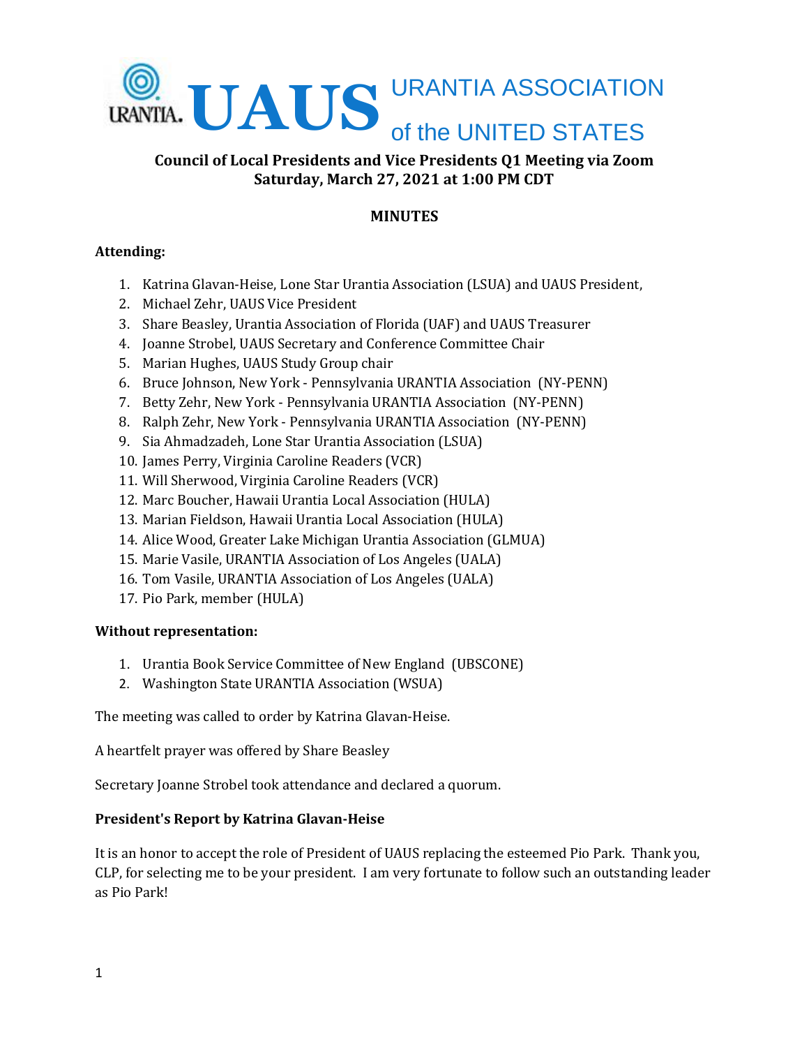# UAUS URANTIA ASSOCIATION of the UNITED STATES

**Council of Local Presidents and Vice Presidents Q1 Meeting via Zoom**
**Saturday, March 27, 2021 at 1:00 PM CDT**

## MINUTES

**Attending:**

1. Katrina Glavan-Heise, Lone Star Urantia Association (LSUA) and UAUS President,
2. Michael Zehr, UAUS Vice President
3. Share Beasley, Urantia Association of Florida (UAF) and UAUS Treasurer
4. Joanne Strobel, UAUS Secretary and Conference Committee Chair
5. Marian Hughes, UAUS Study Group chair
6. Bruce Johnson, New York - Pennsylvania URANTIA Association (NY-PENN)
7. Betty Zehr, New York - Pennsylvania URANTIA Association (NY-PENN)
8. Ralph Zehr, New York - Pennsylvania URANTIA Association (NY-PENN)
9. Sia Ahmadzadeh, Lone Star Urantia Association (LSUA)
10. James Perry, Virginia Caroline Readers (VCR)
11. Will Sherwood, Virginia Caroline Readers (VCR)
12. Marc Boucher, Hawaii Urantia Local Association (HULA)
13. Marian Fieldson, Hawaii Urantia Local Association (HULA)
14. Alice Wood, Greater Lake Michigan Urantia Association (GLMUA)
15. Marie Vasile, URANTIA Association of Los Angeles (UALA)
16. Tom Vasile, URANTIA Association of Los Angeles (UALA)
17. Pio Park, member (HULA)

**Without representation:**

1. Urantia Book Service Committee of New England (UBSCONE)
2. Washington State URANTIA Association (WSUA)

The meeting was called to order by Katrina Glavan-Heise.

A heartfelt prayer was offered by Share Beasley

Secretary Joanne Strobel took attendance and declared a quorum.

**President's Report by Katrina Glavan-Heise**

It is an honor to accept the role of President of UAUS replacing the esteemed Pio Park. Thank you, CLP, for selecting me to be your president. I am very fortunate to follow such an outstanding leader as Pio Park!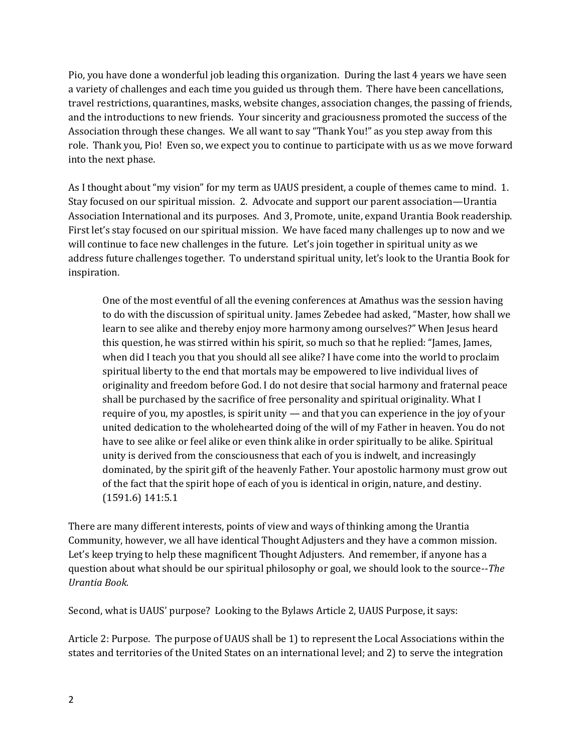Pio, you have done a wonderful job leading this organization. During the last 4 years we have seen a variety of challenges and each time you guided us through them. There have been cancellations, travel restrictions, quarantines, masks, website changes, association changes, the passing of friends, and the introductions to new friends. Your sincerity and graciousness promoted the success of the Association through these changes. We all want to say "Thank You!" as you step away from this role. Thank you, Pio! Even so, we expect you to continue to participate with us as we move forward into the next phase.

As I thought about "my vision" for my term as UAUS president, a couple of themes came to mind. 1. Stay focused on our spiritual mission. 2. Advocate and support our parent association—Urantia Association International and its purposes. And 3, Promote, unite, expand Urantia Book readership. First let's stay focused on our spiritual mission. We have faced many challenges up to now and we will continue to face new challenges in the future. Let's join together in spiritual unity as we address future challenges together. To understand spiritual unity, let's look to the Urantia Book for inspiration.

> One of the most eventful of all the evening conferences at Amathus was the session having to do with the discussion of spiritual unity. James Zebedee had asked, "Master, how shall we learn to see alike and thereby enjoy more harmony among ourselves?" When Jesus heard this question, he was stirred within his spirit, so much so that he replied: "James, James, when did I teach you that you should all see alike? I have come into the world to proclaim spiritual liberty to the end that mortals may be empowered to live individual lives of originality and freedom before God. I do not desire that social harmony and fraternal peace shall be purchased by the sacrifice of free personality and spiritual originality. What I require of you, my apostles, is spirit unity — and that you can experience in the joy of your united dedication to the wholehearted doing of the will of my Father in heaven. You do not have to see alike or feel alike or even think alike in order spiritually to be alike. Spiritual unity is derived from the consciousness that each of you is indwelt, and increasingly dominated, by the spirit gift of the heavenly Father. Your apostolic harmony must grow out of the fact that the spirit hope of each of you is identical in origin, nature, and destiny. (1591.6) 141:5.1

There are many different interests, points of view and ways of thinking among the Urantia Community, however, we all have identical Thought Adjusters and they have a common mission. Let's keep trying to help these magnificent Thought Adjusters. And remember, if anyone has a question about what should be our spiritual philosophy or goal, we should look to the source--*The Urantia Book.*

Second, what is UAUS' purpose? Looking to the Bylaws Article 2, UAUS Purpose, it says:

Article 2: Purpose. The purpose of UAUS shall be 1) to represent the Local Associations within the states and territories of the United States on an international level; and 2) to serve the integration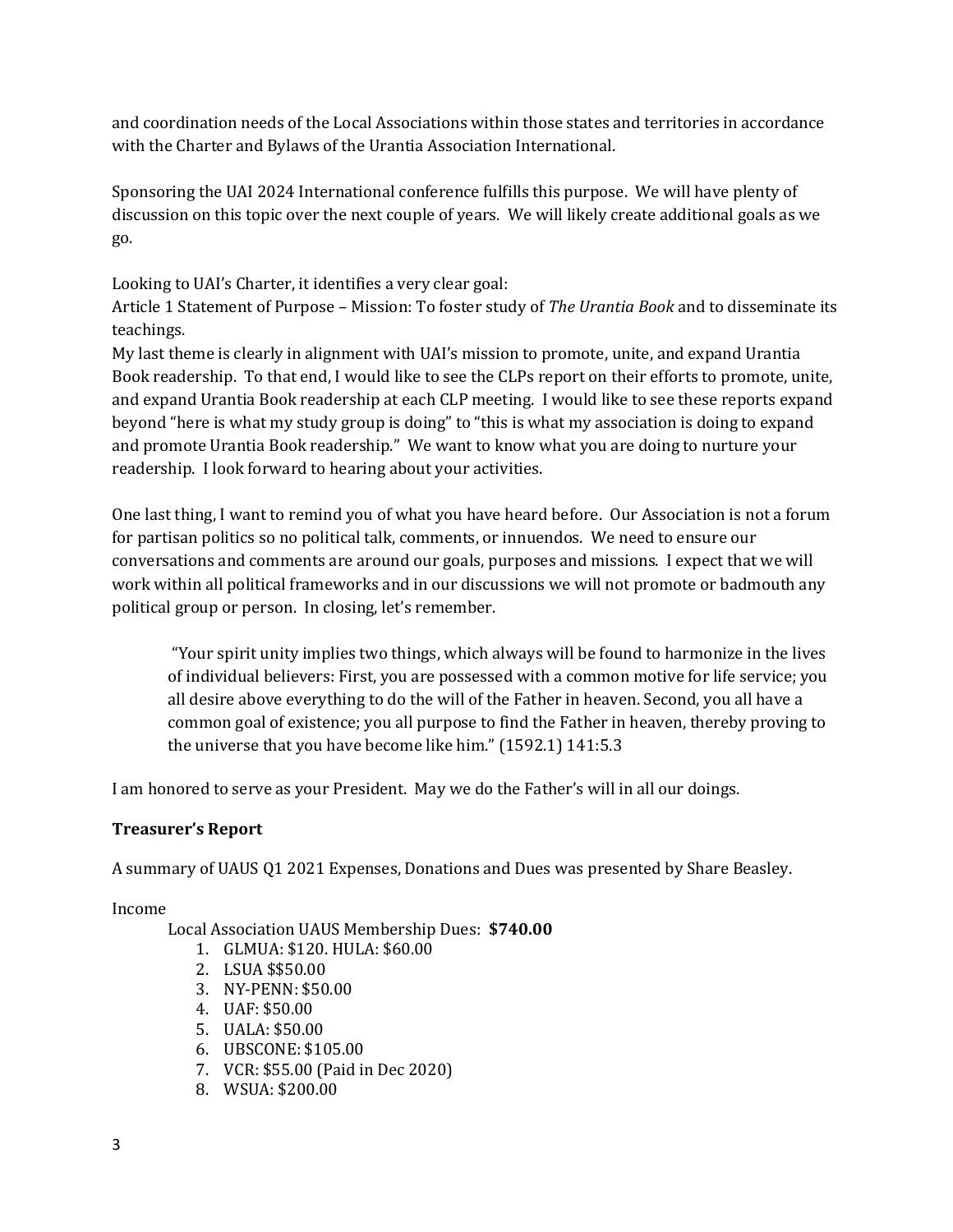and coordination needs of the Local Associations within those states and territories in accordance with the Charter and Bylaws of the Urantia Association International.

Sponsoring the UAI 2024 International conference fulfills this purpose. We will have plenty of discussion on this topic over the next couple of years. We will likely create additional goals as we go.

Looking to UAI's Charter, it identifies a very clear goal:
Article 1 Statement of Purpose – Mission: To foster study of *The Urantia Book* and to disseminate its teachings.
My last theme is clearly in alignment with UAI's mission to promote, unite, and expand Urantia Book readership. To that end, I would like to see the CLPs report on their efforts to promote, unite, and expand Urantia Book readership at each CLP meeting. I would like to see these reports expand beyond "here is what my study group is doing" to "this is what my association is doing to expand and promote Urantia Book readership." We want to know what you are doing to nurture your readership. I look forward to hearing about your activities.

One last thing, I want to remind you of what you have heard before. Our Association is not a forum for partisan politics so no political talk, comments, or innuendos. We need to ensure our conversations and comments are around our goals, purposes and missions. I expect that we will work within all political frameworks and in our discussions we will not promote or badmouth any political group or person. In closing, let's remember.

> "Your spirit unity implies two things, which always will be found to harmonize in the lives of individual believers: First, you are possessed with a common motive for life service; you all desire above everything to do the will of the Father in heaven. Second, you all have a common goal of existence; you all purpose to find the Father in heaven, thereby proving to the universe that you have become like him." (1592.1) 141:5.3

I am honored to serve as your President. May we do the Father's will in all our doings.

**Treasurer's Report**

A summary of UAUS Q1 2021 Expenses, Donations and Dues was presented by Share Beasley.

Income

Local Association UAUS Membership Dues: **$740.00**

1. GLMUA: $120. HULA: $60.00
2. LSUA $$50.00
3. NY-PENN: $50.00
4. UAF: $50.00
5. UALA: $50.00
6. UBSCONE: $105.00
7. VCR: $55.00 (Paid in Dec 2020)
8. WSUA: $200.00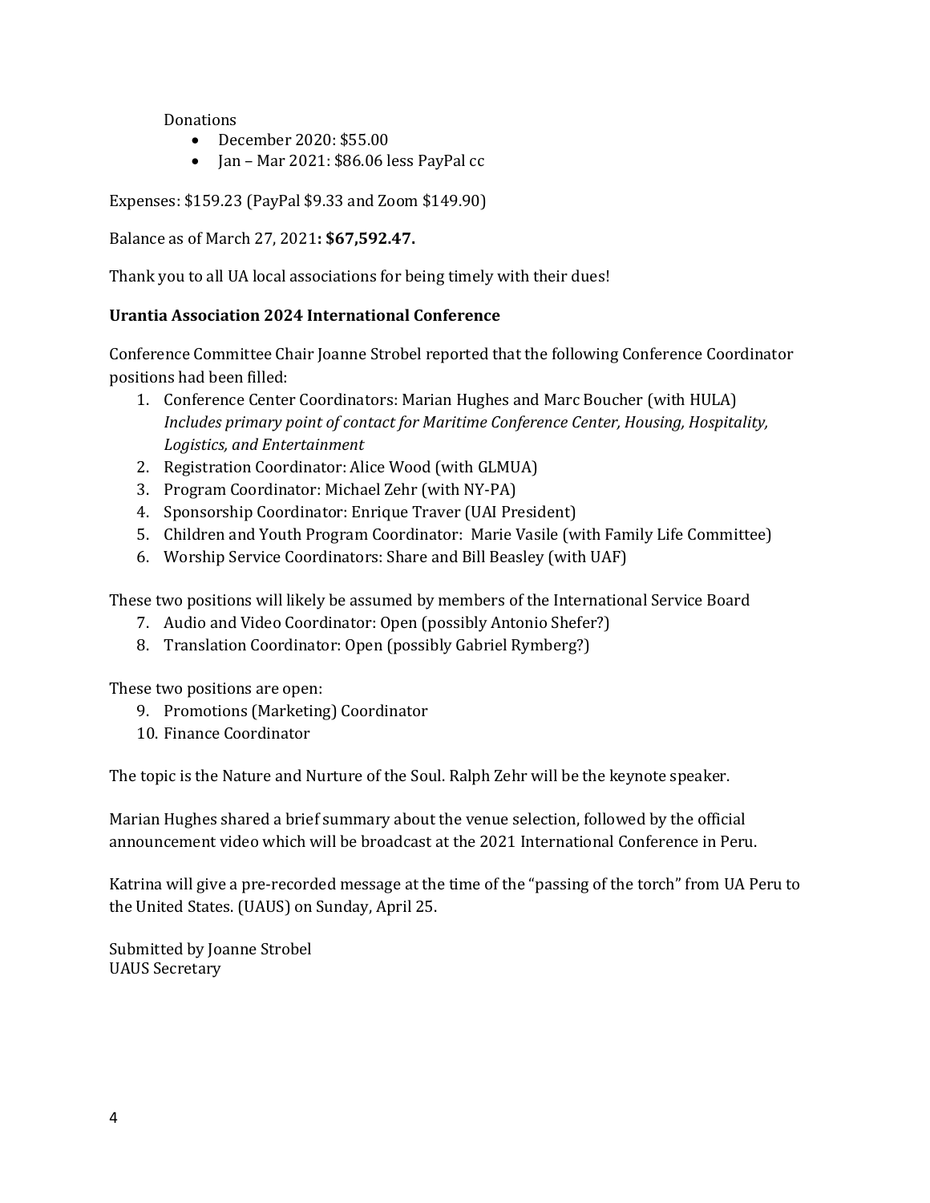Donations

- December 2020: $55.00
- Jan – Mar 2021: $86.06 less PayPal cc

Expenses: $159.23 (PayPal $9.33 and Zoom $149.90)

Balance as of March 27, 2021**: $67,592.47.**

Thank you to all UA local associations for being timely with their dues!

**Urantia Association 2024 International Conference**

Conference Committee Chair Joanne Strobel reported that the following Conference Coordinator positions had been filled:

1. Conference Center Coordinators: Marian Hughes and Marc Boucher (with HULA)
   *Includes primary point of contact for Maritime Conference Center, Housing, Hospitality, Logistics, and Entertainment*
2. Registration Coordinator: Alice Wood (with GLMUA)
3. Program Coordinator: Michael Zehr (with NY-PA)
4. Sponsorship Coordinator: Enrique Traver (UAI President)
5. Children and Youth Program Coordinator: Marie Vasile (with Family Life Committee)
6. Worship Service Coordinators: Share and Bill Beasley (with UAF)

These two positions will likely be assumed by members of the International Service Board

7. Audio and Video Coordinator: Open (possibly Antonio Shefer?)
8. Translation Coordinator: Open (possibly Gabriel Rymberg?)

These two positions are open:

9. Promotions (Marketing) Coordinator
10. Finance Coordinator

The topic is the Nature and Nurture of the Soul. Ralph Zehr will be the keynote speaker.

Marian Hughes shared a brief summary about the venue selection, followed by the official announcement video which will be broadcast at the 2021 International Conference in Peru.

Katrina will give a pre-recorded message at the time of the "passing of the torch" from UA Peru to the United States. (UAUS) on Sunday, April 25.

Submitted by Joanne Strobel
UAUS Secretary